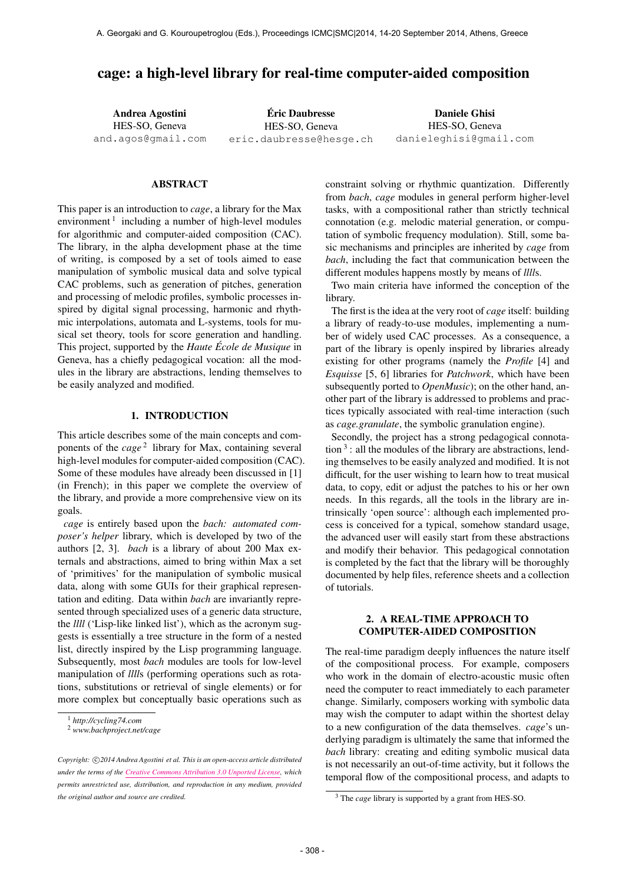# cage: a high-level library for real-time computer-aided composition

**Andrea Agostini**
HES-SO, Geneva
and.agos@gmail.com

**Éric Daubresse**
HES-SO, Geneva
eric.daubresse@hesge.ch

**Daniele Ghisi**
HES-SO, Geneva
danieleghisi@gmail.com

## ABSTRACT

This paper is an introduction to *cage*, a library for the Max environment [1] including a number of high-level modules for algorithmic and computer-aided composition (CAC). The library, in the alpha development phase at the time of writing, is composed by a set of tools aimed to ease manipulation of symbolic musical data and solve typical CAC problems, such as generation of pitches, generation and processing of melodic profiles, symbolic processes inspired by digital signal processing, harmonic and rhythmic interpolations, automata and L-systems, tools for musical set theory, tools for score generation and handling. This project, supported by the *Haute École de Musique* in Geneva, has a chiefly pedagogical vocation: all the modules in the library are abstractions, lending themselves to be easily analyzed and modified.

## 1. INTRODUCTION

This article describes some of the main concepts and components of the *cage* [2] library for Max, containing several high-level modules for computer-aided composition (CAC). Some of these modules have already been discussed in [1] (in French); in this paper we complete the overview of the library, and provide a more comprehensive view on its goals.

*cage* is entirely based upon the *bach: automated composer's helper* library, which is developed by two of the authors [2, 3]. *bach* is a library of about 200 Max externals and abstractions, aimed to bring within Max a set of 'primitives' for the manipulation of symbolic musical data, along with some GUIs for their graphical representation and editing. Data within *bach* are invariantly represented through specialized uses of a generic data structure, the *llll* ('Lisp-like linked list'), which as the acronym suggests is essentially a tree structure in the form of a nested list, directly inspired by the Lisp programming language. Subsequently, most *bach* modules are tools for low-level manipulation of *llll*s (performing operations such as rotations, substitutions or retrieval of single elements) or for more complex but conceptually basic operations such as constraint solving or rhythmic quantization. Differently from *bach*, *cage* modules in general perform higher-level tasks, with a compositional rather than strictly technical connotation (e.g. melodic material generation, or computation of symbolic frequency modulation). Still, some basic mechanisms and principles are inherited by *cage* from *bach*, including the fact that communication between the different modules happens mostly by means of *llll*s.

Two main criteria have informed the conception of the library.

The first is the idea at the very root of *cage* itself: building a library of ready-to-use modules, implementing a number of widely used CAC processes. As a consequence, a part of the library is openly inspired by libraries already existing for other programs (namely the *Profile* [4] and *Esquisse* [5, 6] libraries for *Patchwork*, which have been subsequently ported to *OpenMusic*); on the other hand, another part of the library is addressed to problems and practices typically associated with real-time interaction (such as *cage.granulate*, the symbolic granulation engine).

Secondly, the project has a strong pedagogical connotation [3]: all the modules of the library are abstractions, lending themselves to be easily analyzed and modified. It is not difficult, for the user wishing to learn how to treat musical data, to copy, edit or adjust the patches to his or her own needs. In this regards, all the tools in the library are intrinsically 'open source': although each implemented process is conceived for a typical, somehow standard usage, the advanced user will easily start from these abstractions and modify their behavior. This pedagogical connotation is completed by the fact that the library will be thoroughly documented by help files, reference sheets and a collection of tutorials.

## 2. A REAL-TIME APPROACH TO COMPUTER-AIDED COMPOSITION

The real-time paradigm deeply influences the nature itself of the compositional process. For example, composers who work in the domain of electro-acoustic music often need the computer to react immediately to each parameter change. Similarly, composers working with symbolic data may wish the computer to adapt within the shortest delay to a new configuration of the data themselves. *cage*'s underlying paradigm is ultimately the same that informed the *bach* library: creating and editing symbolic musical data is not necessarily an out-of-time activity, but it follows the temporal flow of the compositional process, and adapts to

[1] *http://cycling74.com*
[2] *www.bachproject.net/cage*
[3] The *cage* library is supported by a grant from HES-SO.

*Copyright: ©2014 Andrea Agostini et al. This is an open-access article distributed under the terms of the Creative Commons Attribution 3.0 Unported License, which permits unrestricted use, distribution, and reproduction in any medium, provided the original author and source are credited.*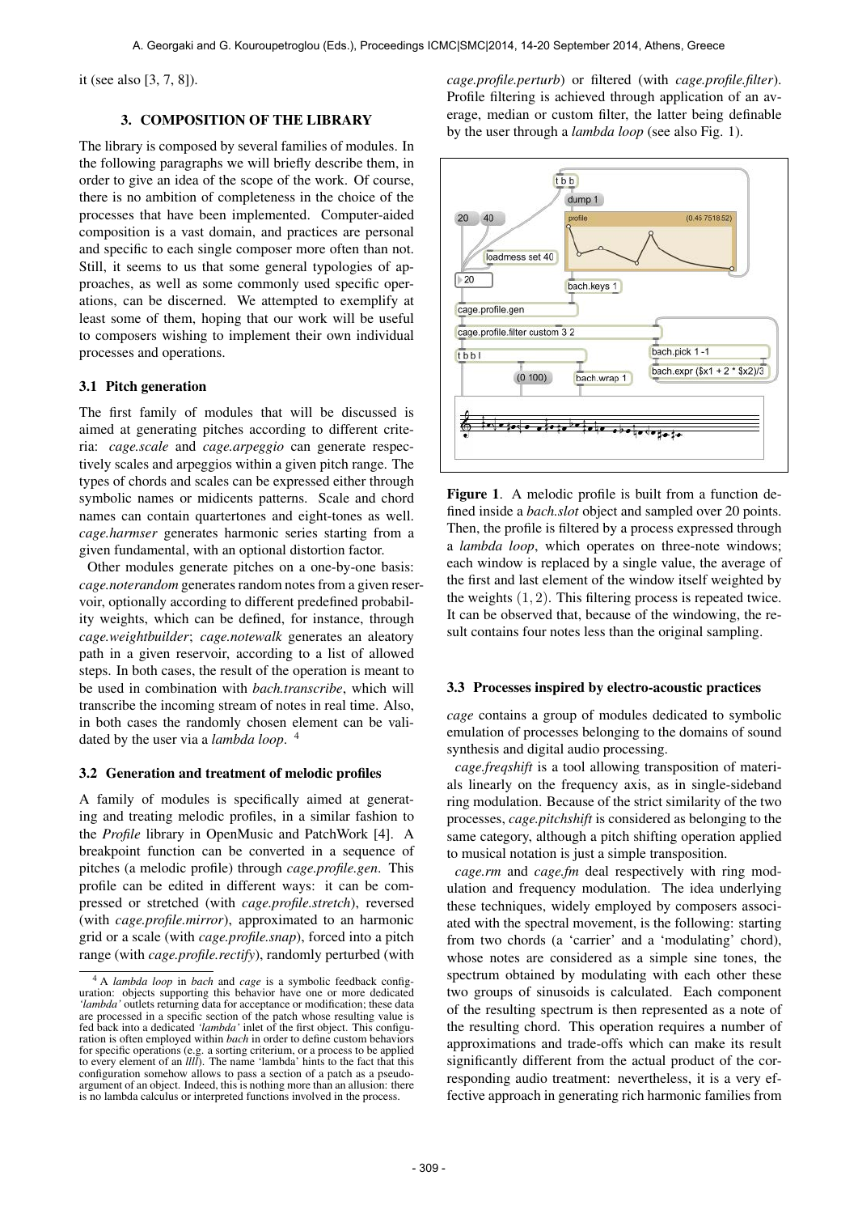it (see also [3, 7, 8]).

## 3. COMPOSITION OF THE LIBRARY

The library is composed by several families of modules. In the following paragraphs we will briefly describe them, in order to give an idea of the scope of the work. Of course, there is no ambition of completeness in the choice of the processes that have been implemented. Computer-aided composition is a vast domain, and practices are personal and specific to each single composer more often than not. Still, it seems to us that some general typologies of approaches, as well as some commonly used specific operations, can be discerned. We attempted to exemplify at least some of them, hoping that our work will be useful to composers wishing to implement their own individual processes and operations.

### 3.1 Pitch generation

The first family of modules that will be discussed is aimed at generating pitches according to different criteria: *cage.scale* and *cage.arpeggio* can generate respectively scales and arpeggios within a given pitch range. The types of chords and scales can be expressed either through symbolic names or midicents patterns. Scale and chord names can contain quartertones and eight-tones as well. *cage.harmser* generates harmonic series starting from a given fundamental, with an optional distortion factor.

Other modules generate pitches on a one-by-one basis: *cage.noterandom* generates random notes from a given reservoir, optionally according to different predefined probability weights, which can be defined, for instance, through *cage.weightbuilder*; *cage.notewalk* generates an aleatory path in a given reservoir, according to a list of allowed steps. In both cases, the result of the operation is meant to be used in combination with *bach.transcribe*, which will transcribe the incoming stream of notes in real time. Also, in both cases the randomly chosen element can be validated by the user via a *lambda loop*. [4]

### 3.2 Generation and treatment of melodic profiles

A family of modules is specifically aimed at generating and treating melodic profiles, in a similar fashion to the *Profile* library in OpenMusic and PatchWork [4]. A breakpoint function can be converted in a sequence of pitches (a melodic profile) through *cage.profile.gen*. This profile can be edited in different ways: it can be compressed or stretched (with *cage.profile.stretch*), reversed (with *cage.profile.mirror*), approximated to an harmonic grid or a scale (with *cage.profile.snap*), forced into a pitch range (with *cage.profile.rectify*), randomly perturbed (with *cage.profile.perturb*) or filtered (with *cage.profile.filter*). Profile filtering is achieved through application of an average, median or custom filter, the latter being definable by the user through a *lambda loop* (see also Fig. 1).

**Figure 1**. A melodic profile is built from a function defined inside a *bach.slot* object and sampled over 20 points. Then, the profile is filtered by a process expressed through a *lambda loop*, which operates on three-note windows; each window is replaced by a single value, the average of the first and last element of the window itself weighted by the weights $(1, 2)$. This filtering process is repeated twice. It can be observed that, because of the windowing, the result contains four notes less than the original sampling.

### 3.3 Processes inspired by electro-acoustic practices

*cage* contains a group of modules dedicated to symbolic emulation of processes belonging to the domains of sound synthesis and digital audio processing.

*cage.freqshift* is a tool allowing transposition of materials linearly on the frequency axis, as in single-sideband ring modulation. Because of the strict similarity of the two processes, *cage.pitchshift* is considered as belonging to the same category, although a pitch shifting operation applied to musical notation is just a simple transposition.

*cage.rm* and *cage.fm* deal respectively with ring modulation and frequency modulation. The idea underlying these techniques, widely employed by composers associated with the spectral movement, is the following: starting from two chords (a 'carrier' and a 'modulating' chord), whose notes are considered as a simple sine tones, the spectrum obtained by modulating with each other these two groups of sinusoids is calculated. Each component of the resulting spectrum is then represented as a note of the resulting chord. This operation requires a number of approximations and trade-offs which can make its result significantly different from the actual product of the corresponding audio treatment: nevertheless, it is a very effective approach in generating rich harmonic families from

[4] A *lambda loop* in *bach* and *cage* is a symbolic feedback configuration: objects supporting this behavior have one or more dedicated *'lambda'* outlets returning data for acceptance or modification; these data are processed in a specific section of the patch whose resulting value is fed back into a dedicated *'lambda'* inlet of the first object. This configuration is often employed within *bach* in order to define custom behaviors for specific operations (e.g. a sorting criterium, or a process to be applied to every element of an *llll*). The name 'lambda' hints to the fact that this configuration somehow allows to pass a section of a patch as a pseudo-argument of an object. Indeed, this is nothing more than an allusion: there is no lambda calculus or interpreted functions involved in the process.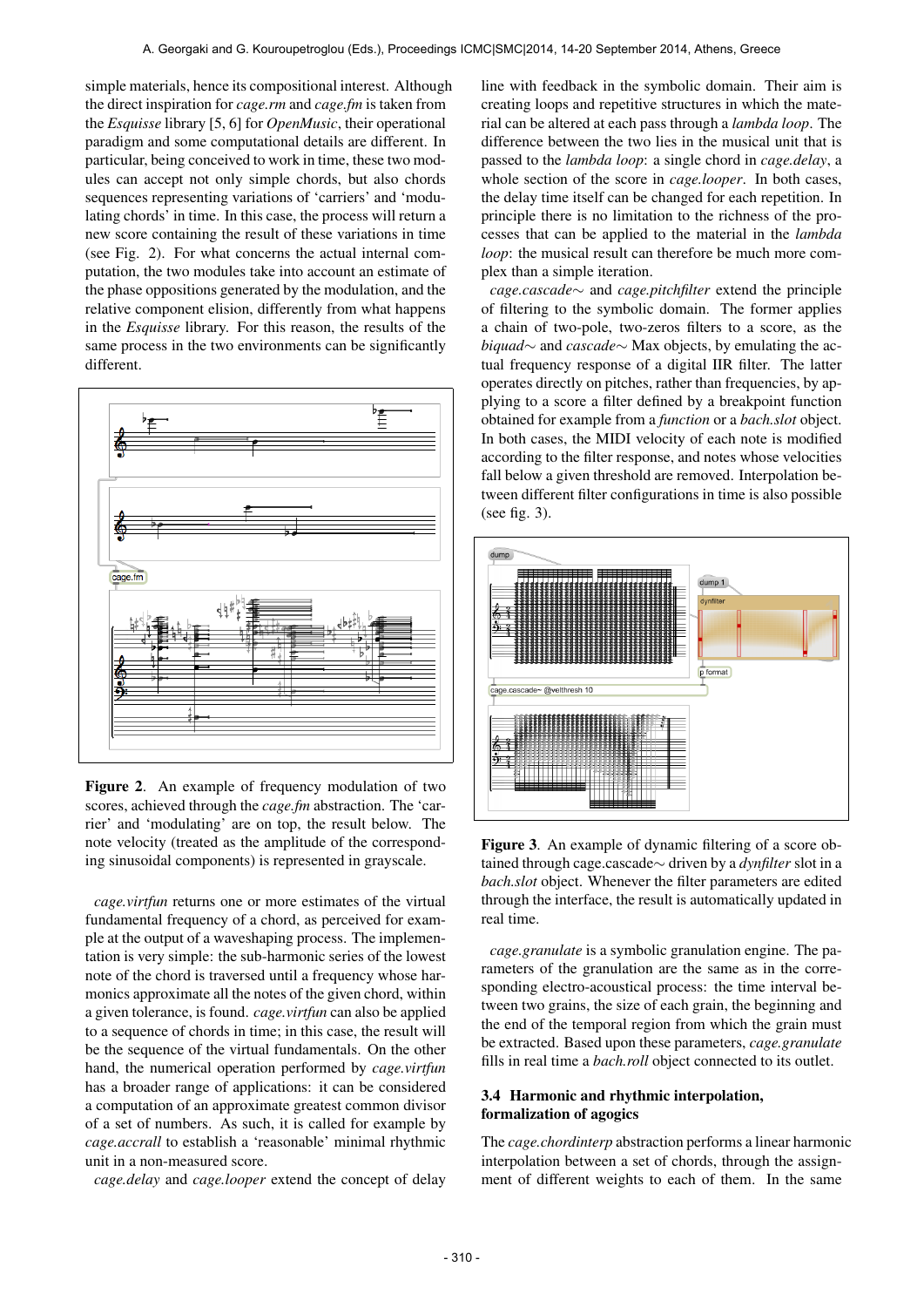simple materials, hence its compositional interest. Although the direct inspiration for *cage.rm* and *cage.fm* is taken from the *Esquisse* library [5, 6] for *OpenMusic*, their operational paradigm and some computational details are different. In particular, being conceived to work in time, these two modules can accept not only simple chords, but also chords sequences representing variations of 'carriers' and 'modulating chords' in time. In this case, the process will return a new score containing the result of these variations in time (see Fig. 2). For what concerns the actual internal computation, the two modules take into account an estimate of the phase oppositions generated by the modulation, and the relative component elision, differently from what happens in the *Esquisse* library. For this reason, the results of the same process in the two environments can be significantly different.

**Figure 2.** An example of frequency modulation of two scores, achieved through the *cage.fm* abstraction. The 'carrier' and 'modulating' are on top, the result below. The note velocity (treated as the amplitude of the corresponding sinusoidal components) is represented in grayscale.

*cage.virtfun* returns one or more estimates of the virtual fundamental frequency of a chord, as perceived for example at the output of a waveshaping process. The implementation is very simple: the sub-harmonic series of the lowest note of the chord is traversed until a frequency whose harmonics approximate all the notes of the given chord, within a given tolerance, is found. *cage.virtfun* can also be applied to a sequence of chords in time; in this case, the result will be the sequence of the virtual fundamentals. On the other hand, the numerical operation performed by *cage.virtfun* has a broader range of applications: it can be considered a computation of an approximate greatest common divisor of a set of numbers. As such, it is called for example by *cage.accrall* to establish a 'reasonable' minimal rhythmic unit in a non-measured score.

*cage.delay* and *cage.looper* extend the concept of delay line with feedback in the symbolic domain. Their aim is creating loops and repetitive structures in which the material can be altered at each pass through a *lambda loop*. The difference between the two lies in the musical unit that is passed to the *lambda loop*: a single chord in *cage.delay*, a whole section of the score in *cage.looper*. In both cases, the delay time itself can be changed for each repetition. In principle there is no limitation to the richness of the processes that can be applied to the material in the *lambda loop*: the musical result can therefore be much more complex than a simple iteration.

*cage.cascade∼* and *cage.pitchfilter* extend the principle of filtering to the symbolic domain. The former applies a chain of two-pole, two-zeros filters to a score, as the *biquad∼* and *cascade∼* Max objects, by emulating the actual frequency response of a digital IIR filter. The latter operates directly on pitches, rather than frequencies, by applying to a score a filter defined by a breakpoint function obtained for example from a *function* or a *bach.slot* object. In both cases, the MIDI velocity of each note is modified according to the filter response, and notes whose velocities fall below a given threshold are removed. Interpolation between different filter configurations in time is also possible (see fig. 3).

**Figure 3.** An example of dynamic filtering of a score obtained through cage.cascade∼ driven by a *dynfilter* slot in a *bach.slot* object. Whenever the filter parameters are edited through the interface, the result is automatically updated in real time.

*cage.granulate* is a symbolic granulation engine. The parameters of the granulation are the same as in the corresponding electro-acoustical process: the time interval between two grains, the size of each grain, the beginning and the end of the temporal region from which the grain must be extracted. Based upon these parameters, *cage.granulate* fills in real time a *bach.roll* object connected to its outlet.

### 3.4 Harmonic and rhythmic interpolation, formalization of agogics

The *cage.chordinterp* abstraction performs a linear harmonic interpolation between a set of chords, through the assignment of different weights to each of them. In the same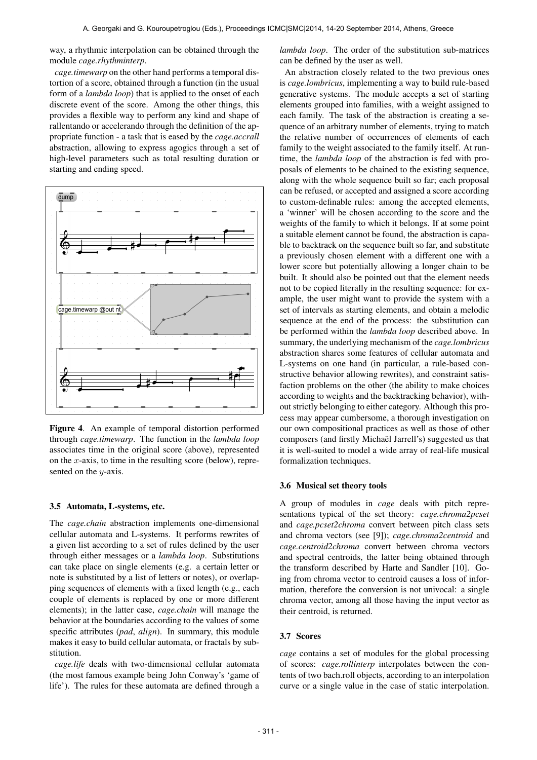way, a rhythmic interpolation can be obtained through the module *cage.rhythminterp*.

*cage.timewarp* on the other hand performs a temporal distortion of a score, obtained through a function (in the usual form of a *lambda loop*) that is applied to the onset of each discrete event of the score. Among the other things, this provides a flexible way to perform any kind and shape of rallentando or accelerando through the definition of the appropriate function - a task that is eased by the *cage.accrall* abstraction, allowing to express agogics through a set of high-level parameters such as total resulting duration or starting and ending speed.

**Figure 4**. An example of temporal distortion performed through *cage.timewarp*. The function in the *lambda loop* associates time in the original score (above), represented on the $x$-axis, to time in the resulting score (below), represented on the $y$-axis.

### 3.5 Automata, L-systems, etc.

The *cage.chain* abstraction implements one-dimensional cellular automata and L-systems. It performs rewrites of a given list according to a set of rules defined by the user through either messages or a *lambda loop*. Substitutions can take place on single elements (e.g. a certain letter or note is substituted by a list of letters or notes), or overlapping sequences of elements with a fixed length (e.g., each couple of elements is replaced by one or more different elements); in the latter case, *cage.chain* will manage the behavior at the boundaries according to the values of some specific attributes (*pad*, *align*). In summary, this module makes it easy to build cellular automata, or fractals by substitution.

*cage.life* deals with two-dimensional cellular automata (the most famous example being John Conway's 'game of life'). The rules for these automata are defined through a *lambda loop*. The order of the substitution sub-matrices can be defined by the user as well.

An abstraction closely related to the two previous ones is *cage.lombricus*, implementing a way to build rule-based generative systems. The module accepts a set of starting elements grouped into families, with a weight assigned to each family. The task of the abstraction is creating a sequence of an arbitrary number of elements, trying to match the relative number of occurrences of elements of each family to the weight associated to the family itself. At runtime, the *lambda loop* of the abstraction is fed with proposals of elements to be chained to the existing sequence, along with the whole sequence built so far; each proposal can be refused, or accepted and assigned a score according to custom-definable rules: among the accepted elements, a 'winner' will be chosen according to the score and the weights of the family to which it belongs. If at some point a suitable element cannot be found, the abstraction is capable to backtrack on the sequence built so far, and substitute a previously chosen element with a different one with a lower score but potentially allowing a longer chain to be built. It should also be pointed out that the element needs not to be copied literally in the resulting sequence: for example, the user might want to provide the system with a set of intervals as starting elements, and obtain a melodic sequence at the end of the process: the substitution can be performed within the *lambda loop* described above. In summary, the underlying mechanism of the *cage.lombricus* abstraction shares some features of cellular automata and L-systems on one hand (in particular, a rule-based constructive behavior allowing rewrites), and constraint satisfaction problems on the other (the ability to make choices according to weights and the backtracking behavior), without strictly belonging to either category. Although this process may appear cumbersome, a thorough investigation on our own compositional practices as well as those of other composers (and firstly Michaël Jarrell's) suggested us that it is well-suited to model a wide array of real-life musical formalization techniques.

### 3.6 Musical set theory tools

A group of modules in *cage* deals with pitch representations typical of the set theory: *cage.chroma2pcset* and *cage.pcset2chroma* convert between pitch class sets and chroma vectors (see [9]); *cage.chroma2centroid* and *cage.centroid2chroma* convert between chroma vectors and spectral centroids, the latter being obtained through the transform described by Harte and Sandler [10]. Going from chroma vector to centroid causes a loss of information, therefore the conversion is not univocal: a single chroma vector, among all those having the input vector as their centroid, is returned.

### 3.7 Scores

*cage* contains a set of modules for the global processing of scores: *cage.rollinterp* interpolates between the contents of two bach.roll objects, according to an interpolation curve or a single value in the case of static interpolation.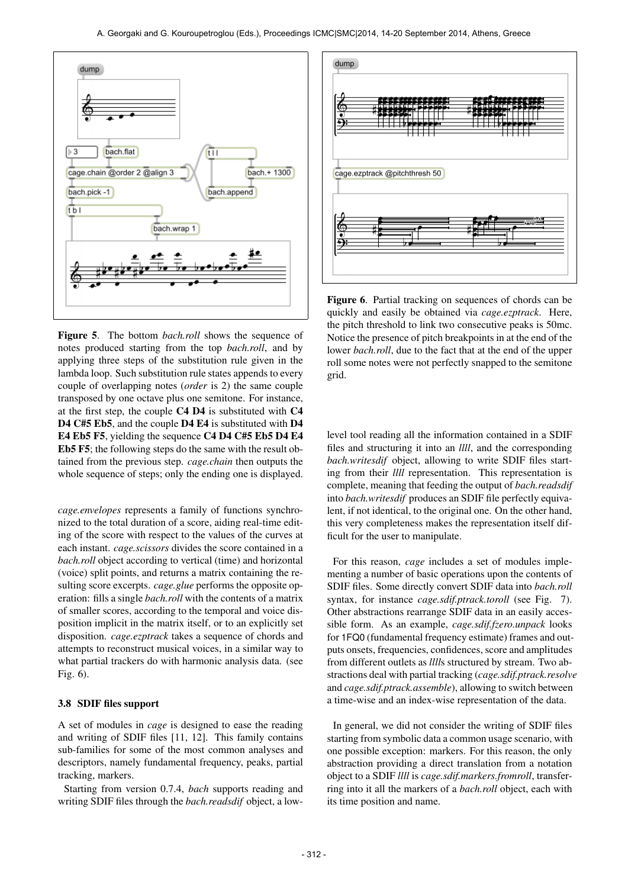**Figure 5**. The bottom *bach.roll* shows the sequence of notes produced starting from the top *bach.roll*, and by applying three steps of the substitution rule given in the lambda loop. Such substitution rule states appends to every couple of overlapping notes (*order* is 2) the same couple transposed by one octave plus one semitone. For instance, at the first step, the couple **C4 D4** is substituted with **C4 D4 C#5 Eb5**, and the couple **D4 E4** is substituted with **D4 E4 Eb5 F5**, yielding the sequence **C4 D4 C#5 Eb5 D4 E4 Eb5 F5**; the following steps do the same with the result obtained from the previous step. *cage.chain* then outputs the whole sequence of steps; only the ending one is displayed.

*cage.envelopes* represents a family of functions synchronized to the total duration of a score, aiding real-time editing of the score with respect to the values of the curves at each instant. *cage.scissors* divides the score contained in a *bach.roll* object according to vertical (time) and horizontal (voice) split points, and returns a matrix containing the resulting score excerpts. *cage.glue* performs the opposite operation: fills a single *bach.roll* with the contents of a matrix of smaller scores, according to the temporal and voice disposition implicit in the matrix itself, or to an explicitly set disposition. *cage.ezptrack* takes a sequence of chords and attempts to reconstruct musical voices, in a similar way to what partial trackers do with harmonic analysis data. (see Fig. 6).

### 3.8 SDIF files support

A set of modules in *cage* is designed to ease the reading and writing of SDIF files [11, 12]. This family contains sub-families for some of the most common analyses and descriptors, namely fundamental frequency, peaks, partial tracking, markers.

Starting from version 0.7.4, *bach* supports reading and writing SDIF files through the *bach.readsdif* object, a low-level tool reading all the information contained in a SDIF files and structuring it into an *llll*, and the corresponding *bach.writesdif* object, allowing to write SDIF files starting from their *llll* representation. This representation is complete, meaning that feeding the output of *bach.readsdif* into *bach.writesdif* produces an SDIF file perfectly equivalent, if not identical, to the original one. On the other hand, this very completeness makes the representation itself difficult for the user to manipulate.

**Figure 6**. Partial tracking on sequences of chords can be quickly and easily be obtained via *cage.ezptrack*. Here, the pitch threshold to link two consecutive peaks is 50mc. Notice the presence of pitch breakpoints in at the end of the lower *bach.roll*, due to the fact that at the end of the upper roll some notes were not perfectly snapped to the semitone grid.

For this reason, *cage* includes a set of modules implementing a number of basic operations upon the contents of SDIF files. Some directly convert SDIF data into *bach.roll* syntax, for instance *cage.sdif.ptrack.toroll* (see Fig. 7). Other abstractions rearrange SDIF data in an easily accessible form. As an example, *cage.sdif.fzero.unpack* looks for 1FQ0 (fundamental frequency estimate) frames and outputs onsets, frequencies, confidences, score and amplitudes from different outlets as *llll*s structured by stream. Two abstractions deal with partial tracking (*cage.sdif.ptrack.resolve* and *cage.sdif.ptrack.assemble*), allowing to switch between a time-wise and an index-wise representation of the data.

In general, we did not consider the writing of SDIF files starting from symbolic data a common usage scenario, with one possible exception: markers. For this reason, the only abstraction providing a direct translation from a notation object to a SDIF *llll* is *cage.sdif.markers.fromroll*, transferring into it all the markers of a *bach.roll* object, each with its time position and name.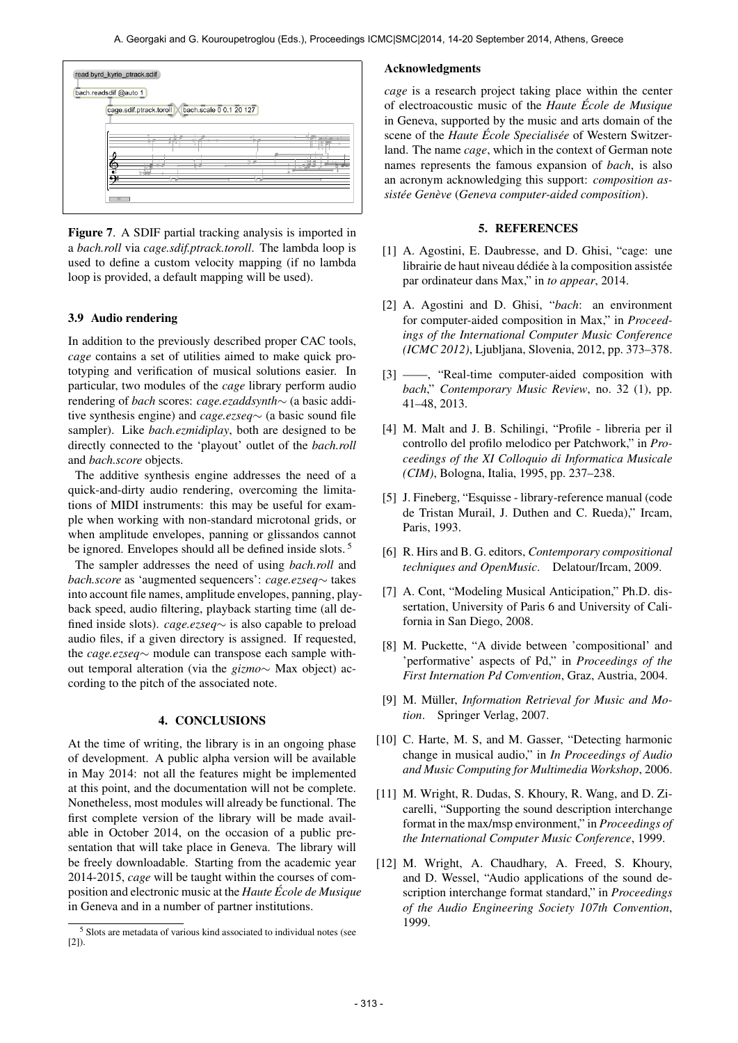**Figure 7**. A SDIF partial tracking analysis is imported in a *bach.roll* via *cage.sdif.ptrack.toroll*. The lambda loop is used to define a custom velocity mapping (if no lambda loop is provided, a default mapping will be used).

### 3.9 Audio rendering

In addition to the previously described proper CAC tools, *cage* contains a set of utilities aimed to make quick prototyping and verification of musical solutions easier. In particular, two modules of the *cage* library perform audio rendering of *bach* scores: *cage.ezaddsynth∼* (a basic additive synthesis engine) and *cage.ezseq∼* (a basic sound file sampler). Like *bach.ezmidiplay*, both are designed to be directly connected to the 'playout' outlet of the *bach.roll* and *bach.score* objects.

The additive synthesis engine addresses the need of a quick-and-dirty audio rendering, overcoming the limitations of MIDI instruments: this may be useful for example when working with non-standard microtonal grids, or when amplitude envelopes, panning or glissandos cannot be ignored. Envelopes should all be defined inside slots. [5]

The sampler addresses the need of using *bach.roll* and *bach.score* as 'augmented sequencers': *cage.ezseq∼* takes into account file names, amplitude envelopes, panning, playback speed, audio filtering, playback starting time (all defined inside slots). *cage.ezseq∼* is also capable to preload audio files, if a given directory is assigned. If requested, the *cage.ezseq∼* module can transpose each sample without temporal alteration (via the *gizmo∼* Max object) according to the pitch of the associated note.

## 4. CONCLUSIONS

At the time of writing, the library is in an ongoing phase of development. A public alpha version will be available in May 2014: not all the features might be implemented at this point, and the documentation will not be complete. Nonetheless, most modules will already be functional. The first complete version of the library will be made available in October 2014, on the occasion of a public presentation that will take place in Geneva. The library will be freely downloadable. Starting from the academic year 2014-2015, *cage* will be taught within the courses of composition and electronic music at the *Haute École de Musique* in Geneva and in a number of partner institutions.

[5] Slots are metadata of various kind associated to individual notes (see [2]).

### Acknowledgments

*cage* is a research project taking place within the center of electroacoustic music of the *Haute École de Musique* in Geneva, supported by the music and arts domain of the scene of the *Haute École Specialisée* of Western Switzerland. The name *cage*, which in the context of German note names represents the famous expansion of *bach*, is also an acronym acknowledging this support: *composition assistée Genève* (*Geneva computer-aided composition*).

## 5. REFERENCES

[1] A. Agostini, E. Daubresse, and D. Ghisi, "cage: une librairie de haut niveau dédiée à la composition assistée par ordinateur dans Max," in *to appear*, 2014.

[2] A. Agostini and D. Ghisi, "*bach*: an environment for computer-aided composition in Max," in *Proceedings of the International Computer Music Conference (ICMC 2012)*, Ljubljana, Slovenia, 2012, pp. 373–378.

[3] ——, "Real-time computer-aided composition with *bach*," *Contemporary Music Review*, no. 32 (1), pp. 41–48, 2013.

[4] M. Malt and J. B. Schilingi, "Profile - libreria per il controllo del profilo melodico per Patchwork," in *Proceedings of the XI Colloquio di Informatica Musicale (CIM)*, Bologna, Italia, 1995, pp. 237–238.

[5] J. Fineberg, "Esquisse - library-reference manual (code de Tristan Murail, J. Duthen and C. Rueda)," Ircam, Paris, 1993.

[6] R. Hirs and B. G. editors, *Contemporary compositional techniques and OpenMusic*. Delatour/Ircam, 2009.

[7] A. Cont, "Modeling Musical Anticipation," Ph.D. dissertation, University of Paris 6 and University of California in San Diego, 2008.

[8] M. Puckette, "A divide between 'compositional' and 'performative' aspects of Pd," in *Proceedings of the First Internation Pd Convention*, Graz, Austria, 2004.

[9] M. Müller, *Information Retrieval for Music and Motion*. Springer Verlag, 2007.

[10] C. Harte, M. S, and M. Gasser, "Detecting harmonic change in musical audio," in *In Proceedings of Audio and Music Computing for Multimedia Workshop*, 2006.

[11] M. Wright, R. Dudas, S. Khoury, R. Wang, and D. Zicarelli, "Supporting the sound description interchange format in the max/msp environment," in *Proceedings of the International Computer Music Conference*, 1999.

[12] M. Wright, A. Chaudhary, A. Freed, S. Khoury, and D. Wessel, "Audio applications of the sound description interchange format standard," in *Proceedings of the Audio Engineering Society 107th Convention*, 1999.